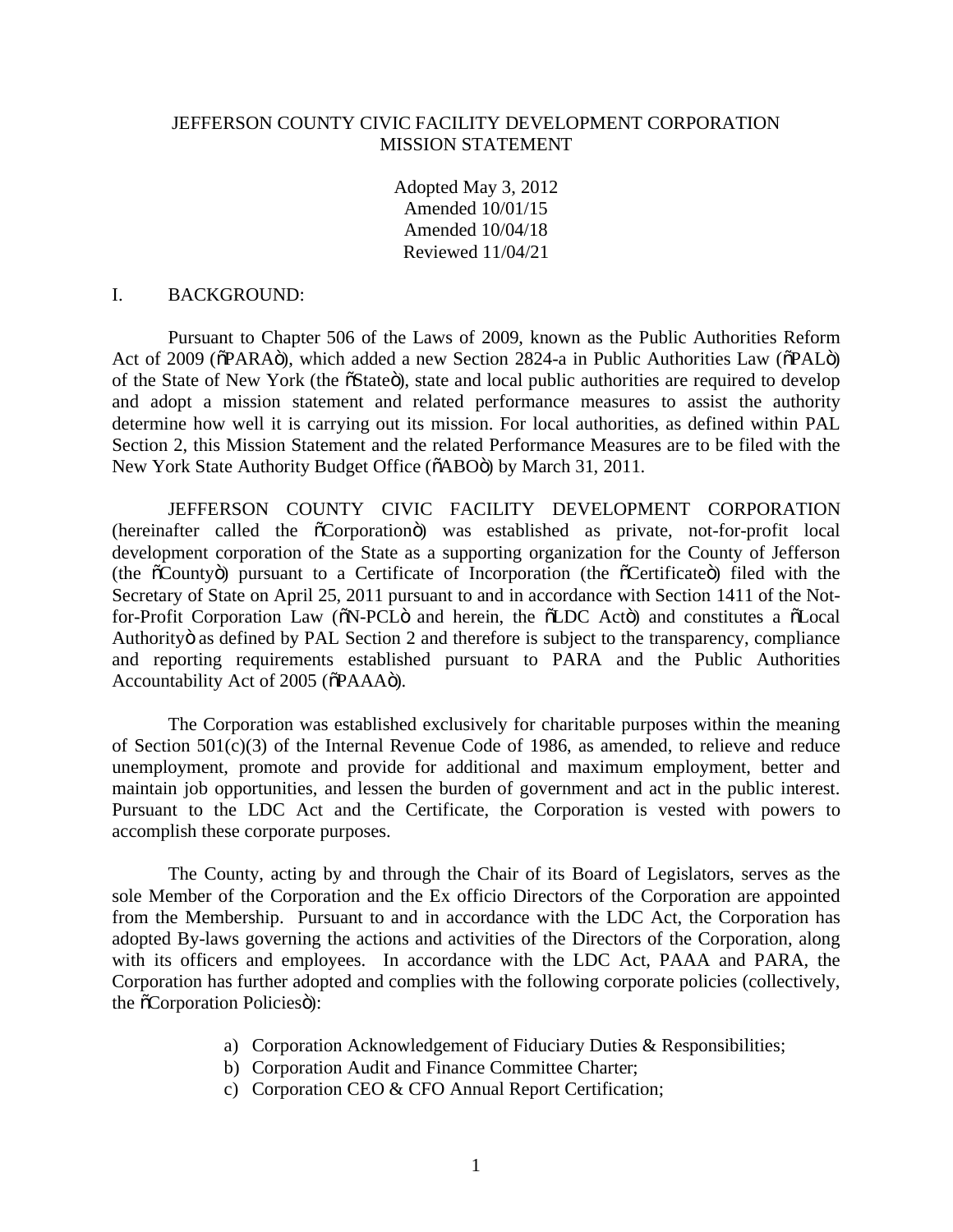# JEFFERSON COUNTY CIVIC FACILITY DEVELOPMENT CORPORATION MISSION STATEMENT

Adopted May 3, 2012
Amended 10/01/15
Amended 10/04/18
Reviewed 11/04/21

## I. BACKGROUND:

Pursuant to Chapter 506 of the Laws of 2009, known as the Public Authorities Reform Act of 2009 ("PARA"), which added a new Section 2824-a in Public Authorities Law ("PAL") of the State of New York (the "State"), state and local public authorities are required to develop and adopt a mission statement and related performance measures to assist the authority determine how well it is carrying out its mission. For local authorities, as defined within PAL Section 2, this Mission Statement and the related Performance Measures are to be filed with the New York State Authority Budget Office ("ABO") by March 31, 2011.

JEFFERSON COUNTY CIVIC FACILITY DEVELOPMENT CORPORATION (hereinafter called the "Corporation") was established as private, not-for-profit local development corporation of the State as a supporting organization for the County of Jefferson (the "County") pursuant to a Certificate of Incorporation (the "Certificate") filed with the Secretary of State on April 25, 2011 pursuant to and in accordance with Section 1411 of the Not-for-Profit Corporation Law ("N-PCL" and herein, the "LDC Act") and constitutes a "Local Authority" as defined by PAL Section 2 and therefore is subject to the transparency, compliance and reporting requirements established pursuant to PARA and the Public Authorities Accountability Act of 2005 ("PAAA").

The Corporation was established exclusively for charitable purposes within the meaning of Section 501(c)(3) of the Internal Revenue Code of 1986, as amended, to relieve and reduce unemployment, promote and provide for additional and maximum employment, better and maintain job opportunities, and lessen the burden of government and act in the public interest. Pursuant to the LDC Act and the Certificate, the Corporation is vested with powers to accomplish these corporate purposes.

The County, acting by and through the Chair of its Board of Legislators, serves as the sole Member of the Corporation and the Ex officio Directors of the Corporation are appointed from the Membership. Pursuant to and in accordance with the LDC Act, the Corporation has adopted By-laws governing the actions and activities of the Directors of the Corporation, along with its officers and employees. In accordance with the LDC Act, PAAA and PARA, the Corporation has further adopted and complies with the following corporate policies (collectively, the "Corporation Policies"):

a) Corporation Acknowledgement of Fiduciary Duties & Responsibilities;
b) Corporation Audit and Finance Committee Charter;
c) Corporation CEO & CFO Annual Report Certification;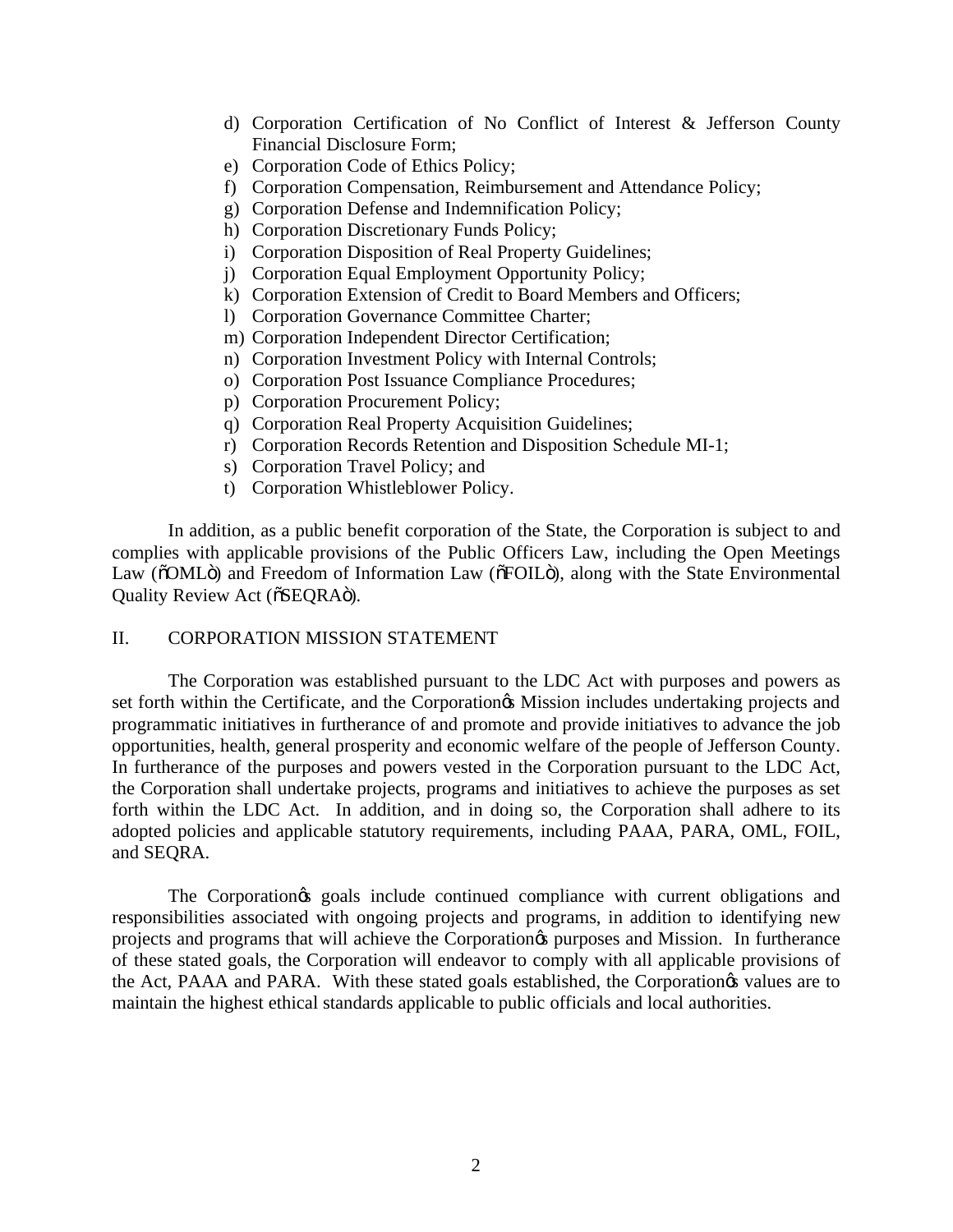d) Corporation Certification of No Conflict of Interest & Jefferson County Financial Disclosure Form;
e) Corporation Code of Ethics Policy;
f) Corporation Compensation, Reimbursement and Attendance Policy;
g) Corporation Defense and Indemnification Policy;
h) Corporation Discretionary Funds Policy;
i) Corporation Disposition of Real Property Guidelines;
j) Corporation Equal Employment Opportunity Policy;
k) Corporation Extension of Credit to Board Members and Officers;
l) Corporation Governance Committee Charter;
m) Corporation Independent Director Certification;
n) Corporation Investment Policy with Internal Controls;
o) Corporation Post Issuance Compliance Procedures;
p) Corporation Procurement Policy;
q) Corporation Real Property Acquisition Guidelines;
r) Corporation Records Retention and Disposition Schedule MI-1;
s) Corporation Travel Policy; and
t) Corporation Whistleblower Policy.

In addition, as a public benefit corporation of the State, the Corporation is subject to and complies with applicable provisions of the Public Officers Law, including the Open Meetings Law ("OML") and Freedom of Information Law ("FOIL"), along with the State Environmental Quality Review Act ("SEQRA").

## II. CORPORATION MISSION STATEMENT

The Corporation was established pursuant to the LDC Act with purposes and powers as set forth within the Certificate, and the Corporation's Mission includes undertaking projects and programmatic initiatives in furtherance of and promote and provide initiatives to advance the job opportunities, health, general prosperity and economic welfare of the people of Jefferson County. In furtherance of the purposes and powers vested in the Corporation pursuant to the LDC Act, the Corporation shall undertake projects, programs and initiatives to achieve the purposes as set forth within the LDC Act. In addition, and in doing so, the Corporation shall adhere to its adopted policies and applicable statutory requirements, including PAAA, PARA, OML, FOIL, and SEQRA.

The Corporation's goals include continued compliance with current obligations and responsibilities associated with ongoing projects and programs, in addition to identifying new projects and programs that will achieve the Corporation's purposes and Mission. In furtherance of these stated goals, the Corporation will endeavor to comply with all applicable provisions of the Act, PAAA and PARA. With these stated goals established, the Corporation's values are to maintain the highest ethical standards applicable to public officials and local authorities.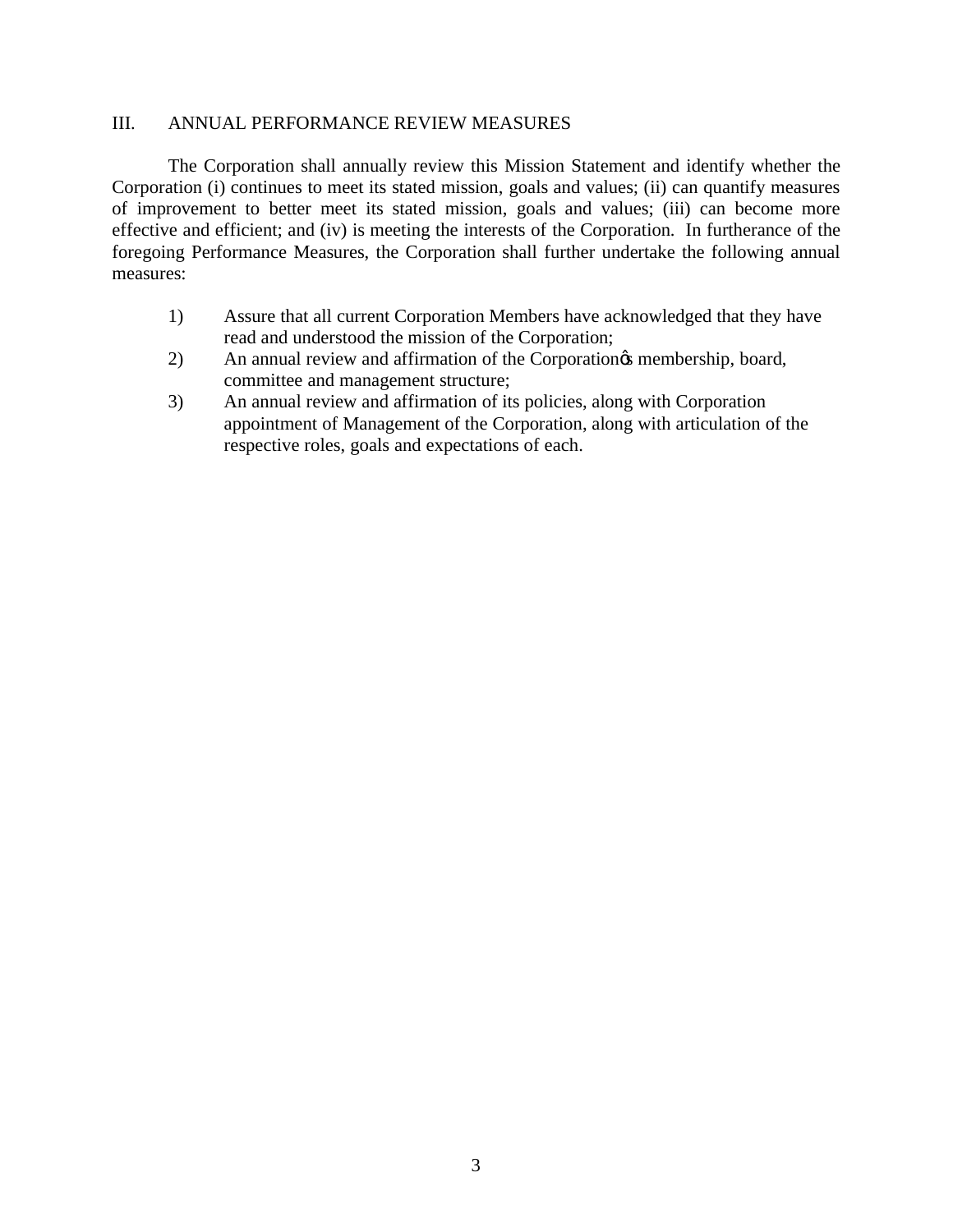## III. ANNUAL PERFORMANCE REVIEW MEASURES

The Corporation shall annually review this Mission Statement and identify whether the Corporation (i) continues to meet its stated mission, goals and values; (ii) can quantify measures of improvement to better meet its stated mission, goals and values; (iii) can become more effective and efficient; and (iv) is meeting the interests of the Corporation. In furtherance of the foregoing Performance Measures, the Corporation shall further undertake the following annual measures:

1) Assure that all current Corporation Members have acknowledged that they have read and understood the mission of the Corporation;
2) An annual review and affirmation of the Corporationᵹs membership, board, committee and management structure;
3) An annual review and affirmation of its policies, along with Corporation appointment of Management of the Corporation, along with articulation of the respective roles, goals and expectations of each.